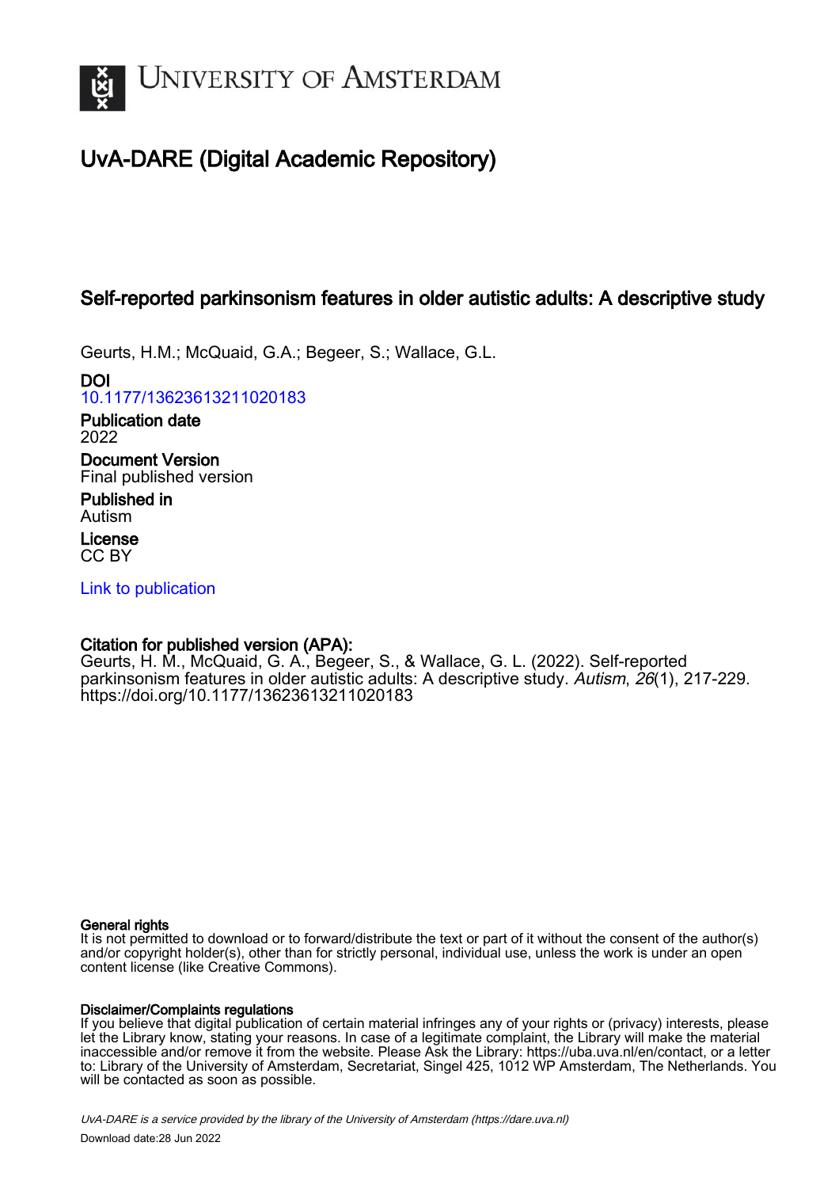# UvA-DARE (Digital Academic Repository)

## Self-reported parkinsonism features in older autistic adults: A descriptive study

Geurts, H.M.; McQuaid, G.A.; Begeer, S.; Wallace, G.L.

**DOI**
10.1177/13623613211020183

**Publication date**
2022

**Document Version**
Final published version

**Published in**
Autism

**License**
CC BY

Link to publication

**Citation for published version (APA):**
Geurts, H. M., McQuaid, G. A., Begeer, S., & Wallace, G. L. (2022). Self-reported parkinsonism features in older autistic adults: A descriptive study. *Autism*, *26*(1), 217-229. https://doi.org/10.1177/13623613211020183

**General rights**
It is not permitted to download or to forward/distribute the text or part of it without the consent of the author(s) and/or copyright holder(s), other than for strictly personal, individual use, unless the work is under an open content license (like Creative Commons).

**Disclaimer/Complaints regulations**
If you believe that digital publication of certain material infringes any of your rights or (privacy) interests, please let the Library know, stating your reasons. In case of a legitimate complaint, the Library will make the material inaccessible and/or remove it from the website. Please Ask the Library: https://uba.uva.nl/en/contact, or a letter to: Library of the University of Amsterdam, Secretariat, Singel 425, 1012 WP Amsterdam, The Netherlands. You will be contacted as soon as possible.

UvA-DARE is a service provided by the library of the University of Amsterdam (https://dare.uva.nl)

Download date:28 Jun 2022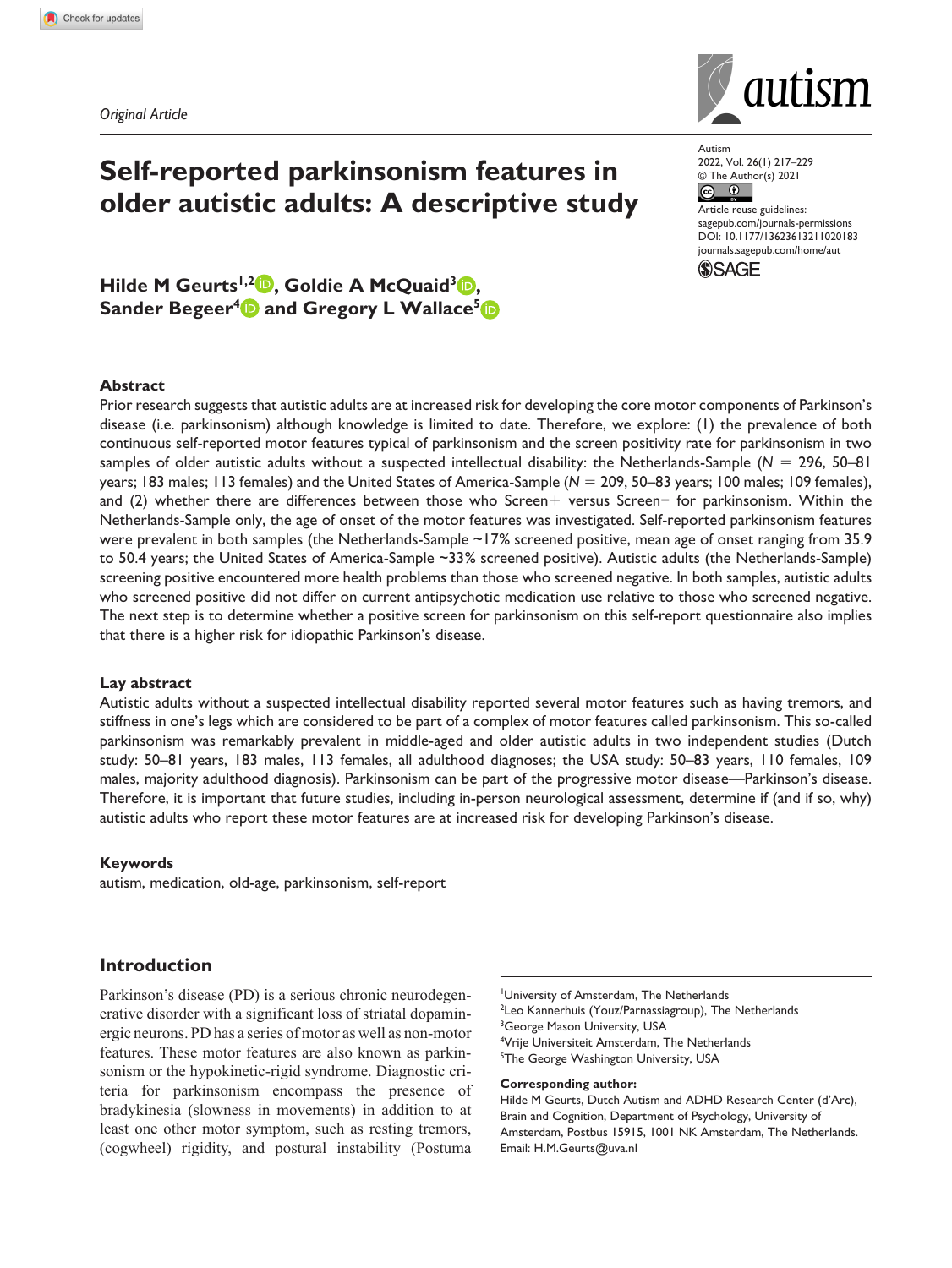*Original Article*

# Self-reported parkinsonism features in older autistic adults: A descriptive study

**Hilde M Geurts[1,2], Goldie A McQuaid[3], Sander Begeer[4] and Gregory L Wallace[5]**

## Abstract

Prior research suggests that autistic adults are at increased risk for developing the core motor components of Parkinson's disease (i.e. parkinsonism) although knowledge is limited to date. Therefore, we explore: (1) the prevalence of both continuous self-reported motor features typical of parkinsonism and the screen positivity rate for parkinsonism in two samples of older autistic adults without a suspected intellectual disability: the Netherlands-Sample ($N$ = 296, 50–81 years; 183 males; 113 females) and the United States of America-Sample ($N$ = 209, 50–83 years; 100 males; 109 females), and (2) whether there are differences between those who Screen+ versus Screen− for parkinsonism. Within the Netherlands-Sample only, the age of onset of the motor features was investigated. Self-reported parkinsonism features were prevalent in both samples (the Netherlands-Sample ~17% screened positive, mean age of onset ranging from 35.9 to 50.4 years; the United States of America-Sample ~33% screened positive). Autistic adults (the Netherlands-Sample) screening positive encountered more health problems than those who screened negative. In both samples, autistic adults who screened positive did not differ on current antipsychotic medication use relative to those who screened negative. The next step is to determine whether a positive screen for parkinsonism on this self-report questionnaire also implies that there is a higher risk for idiopathic Parkinson's disease.

### Lay abstract

Autistic adults without a suspected intellectual disability reported several motor features such as having tremors, and stiffness in one's legs which are considered to be part of a complex of motor features called parkinsonism. This so-called parkinsonism was remarkably prevalent in middle-aged and older autistic adults in two independent studies (Dutch study: 50–81 years, 183 males, 113 females, all adulthood diagnoses; the USA study: 50–83 years, 110 females, 109 males, majority adulthood diagnosis). Parkinsonism can be part of the progressive motor disease—Parkinson's disease. Therefore, it is important that future studies, including in-person neurological assessment, determine if (and if so, why) autistic adults who report these motor features are at increased risk for developing Parkinson's disease.

### Keywords

autism, medication, old-age, parkinsonism, self-report

## Introduction

Parkinson's disease (PD) is a serious chronic neurodegenerative disorder with a significant loss of striatal dopaminergic neurons. PD has a series of motor as well as non-motor features. These motor features are also known as parkinsonism or the hypokinetic-rigid syndrome. Diagnostic criteria for parkinsonism encompass the presence of bradykinesia (slowness in movements) in addition to at least one other motor symptom, such as resting tremors, (cogwheel) rigidity, and postural instability (Postuma

[1]University of Amsterdam, The Netherlands
[2]Leo Kannerhuis (Youz/Parnassiagroup), The Netherlands
[3]George Mason University, USA
[4]Vrije Universiteit Amsterdam, The Netherlands
[5]The George Washington University, USA

**Corresponding author:**
Hilde M Geurts, Dutch Autism and ADHD Research Center (d'Arc), Brain and Cognition, Department of Psychology, University of Amsterdam, Postbus 15915, 1001 NK Amsterdam, The Netherlands.
Email: H.M.Geurts@uva.nl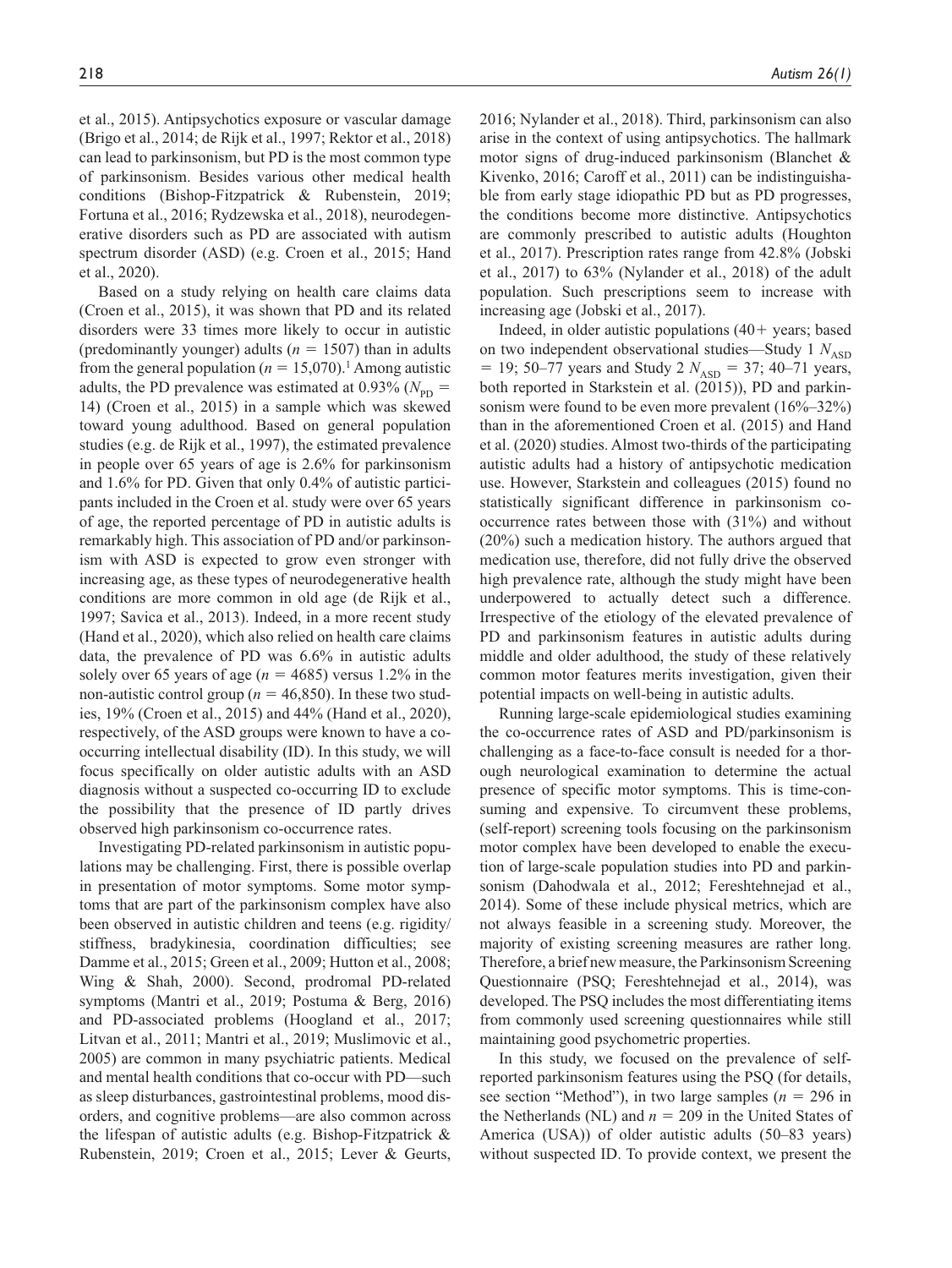et al., 2015). Antipsychotics exposure or vascular damage (Brigo et al., 2014; de Rijk et al., 1997; Rektor et al., 2018) can lead to parkinsonism, but PD is the most common type of parkinsonism. Besides various other medical health conditions (Bishop-Fitzpatrick & Rubenstein, 2019; Fortuna et al., 2016; Rydzewska et al., 2018), neurodegenerative disorders such as PD are associated with autism spectrum disorder (ASD) (e.g. Croen et al., 2015; Hand et al., 2020).

Based on a study relying on health care claims data (Croen et al., 2015), it was shown that PD and its related disorders were 33 times more likely to occur in autistic (predominantly younger) adults ($n = 1507$) than in adults from the general population ($n = 15{,}070$).[1] Among autistic adults, the PD prevalence was estimated at 0.93% ($N_{PD} = 14$) (Croen et al., 2015) in a sample which was skewed toward young adulthood. Based on general population studies (e.g. de Rijk et al., 1997), the estimated prevalence in people over 65 years of age is 2.6% for parkinsonism and 1.6% for PD. Given that only 0.4% of autistic participants included in the Croen et al. study were over 65 years of age, the reported percentage of PD in autistic adults is remarkably high. This association of PD and/or parkinsonism with ASD is expected to grow even stronger with increasing age, as these types of neurodegenerative health conditions are more common in old age (de Rijk et al., 1997; Savica et al., 2013). Indeed, in a more recent study (Hand et al., 2020), which also relied on health care claims data, the prevalence of PD was 6.6% in autistic adults solely over 65 years of age ($n = 4685$) versus 1.2% in the non-autistic control group ($n = 46{,}850$). In these two studies, 19% (Croen et al., 2015) and 44% (Hand et al., 2020), respectively, of the ASD groups were known to have a co-occurring intellectual disability (ID). In this study, we will focus specifically on older autistic adults with an ASD diagnosis without a suspected co-occurring ID to exclude the possibility that the presence of ID partly drives observed high parkinsonism co-occurrence rates.

Investigating PD-related parkinsonism in autistic populations may be challenging. First, there is possible overlap in presentation of motor symptoms. Some motor symptoms that are part of the parkinsonism complex have also been observed in autistic children and teens (e.g. rigidity/stiffness, bradykinesia, coordination difficulties; see Damme et al., 2015; Green et al., 2009; Hutton et al., 2008; Wing & Shah, 2000). Second, prodromal PD-related symptoms (Mantri et al., 2019; Postuma & Berg, 2016) and PD-associated problems (Hoogland et al., 2017; Litvan et al., 2011; Mantri et al., 2019; Muslimovic et al., 2005) are common in many psychiatric patients. Medical and mental health conditions that co-occur with PD—such as sleep disturbances, gastrointestinal problems, mood disorders, and cognitive problems—are also common across the lifespan of autistic adults (e.g. Bishop-Fitzpatrick & Rubenstein, 2019; Croen et al., 2015; Lever & Geurts, 2016; Nylander et al., 2018). Third, parkinsonism can also arise in the context of using antipsychotics. The hallmark motor signs of drug-induced parkinsonism (Blanchet & Kivenko, 2016; Caroff et al., 2011) can be indistinguishable from early stage idiopathic PD but as PD progresses, the conditions become more distinctive. Antipsychotics are commonly prescribed to autistic adults (Houghton et al., 2017). Prescription rates range from 42.8% (Jobski et al., 2017) to 63% (Nylander et al., 2018) of the adult population. Such prescriptions seem to increase with increasing age (Jobski et al., 2017).

Indeed, in older autistic populations (40+ years; based on two independent observational studies—Study 1 $N_{ASD} = 19$; 50–77 years and Study 2 $N_{ASD} = 37$; 40–71 years, both reported in Starkstein et al. (2015)), PD and parkinsonism were found to be even more prevalent (16%–32%) than in the aforementioned Croen et al. (2015) and Hand et al. (2020) studies. Almost two-thirds of the participating autistic adults had a history of antipsychotic medication use. However, Starkstein and colleagues (2015) found no statistically significant difference in parkinsonism co-occurrence rates between those with (31%) and without (20%) such a medication history. The authors argued that medication use, therefore, did not fully drive the observed high prevalence rate, although the study might have been underpowered to actually detect such a difference. Irrespective of the etiology of the elevated prevalence of PD and parkinsonism features in autistic adults during middle and older adulthood, the study of these relatively common motor features merits investigation, given their potential impacts on well-being in autistic adults.

Running large-scale epidemiological studies examining the co-occurrence rates of ASD and PD/parkinsonism is challenging as a face-to-face consult is needed for a thorough neurological examination to determine the actual presence of specific motor symptoms. This is time-consuming and expensive. To circumvent these problems, (self-report) screening tools focusing on the parkinsonism motor complex have been developed to enable the execution of large-scale population studies into PD and parkinsonism (Dahodwala et al., 2012; Fereshtehnejad et al., 2014). Some of these include physical metrics, which are not always feasible in a screening study. Moreover, the majority of existing screening measures are rather long. Therefore, a brief new measure, the Parkinsonism Screening Questionnaire (PSQ; Fereshtehnejad et al., 2014), was developed. The PSQ includes the most differentiating items from commonly used screening questionnaires while still maintaining good psychometric properties.

In this study, we focused on the prevalence of self-reported parkinsonism features using the PSQ (for details, see section "Method"), in two large samples ($n = 296$ in the Netherlands (NL) and $n = 209$ in the United States of America (USA)) of older autistic adults (50–83 years) without suspected ID. To provide context, we present the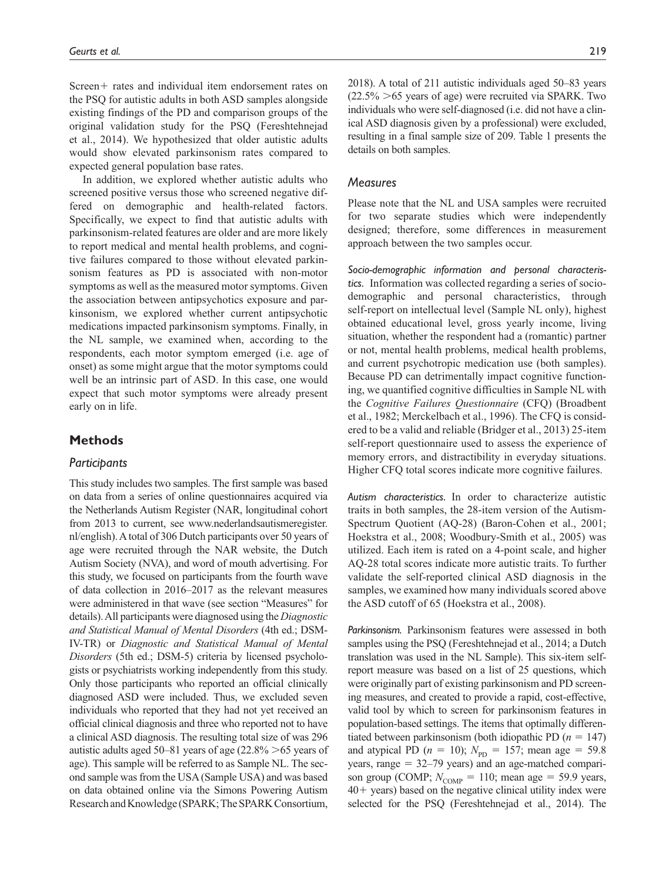Screen+ rates and individual item endorsement rates on the PSQ for autistic adults in both ASD samples alongside existing findings of the PD and comparison groups of the original validation study for the PSQ (Fereshtehnejad et al., 2014). We hypothesized that older autistic adults would show elevated parkinsonism rates compared to expected general population base rates.

In addition, we explored whether autistic adults who screened positive versus those who screened negative differed on demographic and health-related factors. Specifically, we expect to find that autistic adults with parkinsonism-related features are older and are more likely to report medical and mental health problems, and cognitive failures compared to those without elevated parkinsonism features as PD is associated with non-motor symptoms as well as the measured motor symptoms. Given the association between antipsychotics exposure and parkinsonism, we explored whether current antipsychotic medications impacted parkinsonism symptoms. Finally, in the NL sample, we examined when, according to the respondents, each motor symptom emerged (i.e. age of onset) as some might argue that the motor symptoms could well be an intrinsic part of ASD. In this case, one would expect that such motor symptoms were already present early on in life.

## Methods

### Participants

This study includes two samples. The first sample was based on data from a series of online questionnaires acquired via the Netherlands Autism Register (NAR, longitudinal cohort from 2013 to current, see www.nederlandsautismeregister.nl/english). A total of 306 Dutch participants over 50 years of age were recruited through the NAR website, the Dutch Autism Society (NVA), and word of mouth advertising. For this study, we focused on participants from the fourth wave of data collection in 2016–2017 as the relevant measures were administered in that wave (see section "Measures" for details). All participants were diagnosed using the *Diagnostic and Statistical Manual of Mental Disorders* (4th ed.; DSM-IV-TR) or *Diagnostic and Statistical Manual of Mental Disorders* (5th ed.; DSM-5) criteria by licensed psychologists or psychiatrists working independently from this study. Only those participants who reported an official clinically diagnosed ASD were included. Thus, we excluded seven individuals who reported that they had not yet received an official clinical diagnosis and three who reported not to have a clinical ASD diagnosis. The resulting total size of was 296 autistic adults aged 50–81 years of age (22.8% >65 years of age). This sample will be referred to as Sample NL. The second sample was from the USA (Sample USA) and was based on data obtained online via the Simons Powering Autism Research and Knowledge (SPARK; The SPARK Consortium, 2018). A total of 211 autistic individuals aged 50–83 years (22.5% >65 years of age) were recruited via SPARK. Two individuals who were self-diagnosed (i.e. did not have a clinical ASD diagnosis given by a professional) were excluded, resulting in a final sample size of 209. Table 1 presents the details on both samples.

### Measures

Please note that the NL and USA samples were recruited for two separate studies which were independently designed; therefore, some differences in measurement approach between the two samples occur.

*Socio-demographic information and personal characteristics.* Information was collected regarding a series of socio-demographic and personal characteristics, through self-report on intellectual level (Sample NL only), highest obtained educational level, gross yearly income, living situation, whether the respondent had a (romantic) partner or not, mental health problems, medical health problems, and current psychotropic medication use (both samples). Because PD can detrimentally impact cognitive functioning, we quantified cognitive difficulties in Sample NL with the *Cognitive Failures Questionnaire* (CFQ) (Broadbent et al., 1982; Merckelbach et al., 1996). The CFQ is considered to be a valid and reliable (Bridger et al., 2013) 25-item self-report questionnaire used to assess the experience of memory errors, and distractibility in everyday situations. Higher CFQ total scores indicate more cognitive failures.

*Autism characteristics.* In order to characterize autistic traits in both samples, the 28-item version of the Autism-Spectrum Quotient (AQ-28) (Baron-Cohen et al., 2001; Hoekstra et al., 2008; Woodbury-Smith et al., 2005) was utilized. Each item is rated on a 4-point scale, and higher AQ-28 total scores indicate more autistic traits. To further validate the self-reported clinical ASD diagnosis in the samples, we examined how many individuals scored above the ASD cutoff of 65 (Hoekstra et al., 2008).

*Parkinsonism.* Parkinsonism features were assessed in both samples using the PSQ (Fereshtehnejad et al., 2014; a Dutch translation was used in the NL Sample). This six-item self-report measure was based on a list of 25 questions, which were originally part of existing parkinsonism and PD screening measures, and created to provide a rapid, cost-effective, valid tool by which to screen for parkinsonism features in population-based settings. The items that optimally differentiated between parkinsonism (both idiopathic PD ($n$ = 147) and atypical PD ($n$ = 10); $N_{PD}$ = 157; mean age = 59.8 years, range = 32–79 years) and an age-matched comparison group (COMP; $N_{COMP}$ = 110; mean age = 59.9 years, 40+ years) based on the negative clinical utility index were selected for the PSQ (Fereshtehnejad et al., 2014). The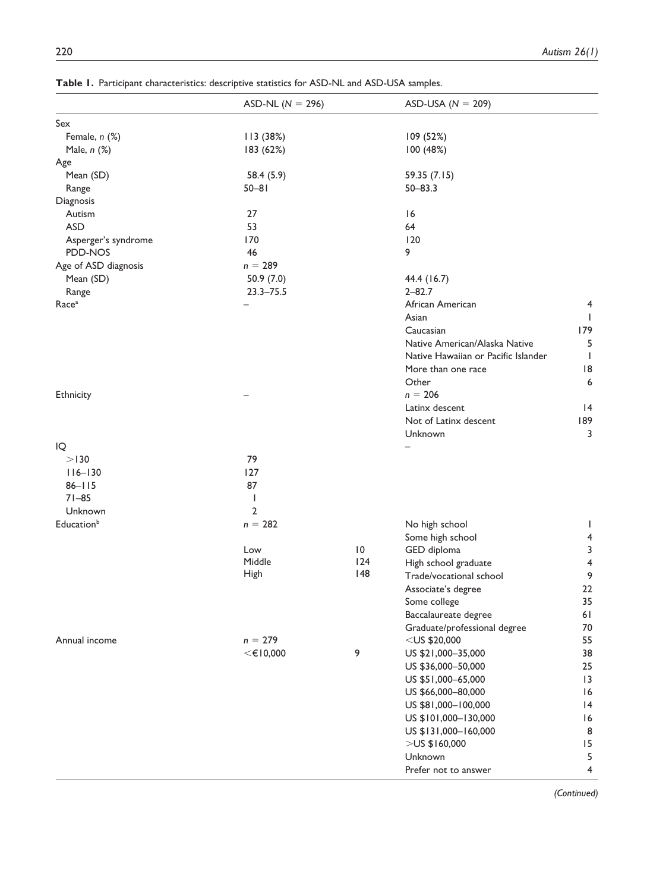**Table 1.** Participant characteristics: descriptive statistics for ASD-NL and ASD-USA samples.

| | ASD-NL ($N$ = 296) | | ASD-USA ($N$ = 209) | |
|---|---|---|---|---|
| Sex | | | | |
| Female, *n* (%) | 113 (38%) | | 109 (52%) | |
| Male, *n* (%) | 183 (62%) | | 100 (48%) | |
| Age | | | | |
| Mean (SD) | 58.4 (5.9) | | 59.35 (7.15) | |
| Range | 50–81 | | 50–83.3 | |
| Diagnosis | | | | |
| Autism | 27 | | 16 | |
| ASD | 53 | | 64 | |
| Asperger's syndrome | 170 | | 120 | |
| PDD-NOS | 46 | | 9 | |
| Age of ASD diagnosis | $n$ = 289 | | | |
| Mean (SD) | 50.9 (7.0) | | 44.4 (16.7) | |
| Range | 23.3–75.5 | | 2–82.7 | |
| Race[a] | – | | African American | 4 |
| | | | Asian | 1 |
| | | | Caucasian | 179 |
| | | | Native American/Alaska Native | 5 |
| | | | Native Hawaiian or Pacific Islander | 1 |
| | | | More than one race | 18 |
| | | | Other | 6 |
| Ethnicity | – | | $n$ = 206 | |
| | | | Latinx descent | 14 |
| | | | Not of Latinx descent | 189 |
| | | | Unknown | 3 |
| IQ | | | – | |
| >130 | 79 | | | |
| 116–130 | 127 | | | |
| 86–115 | 87 | | | |
| 71–85 | 1 | | | |
| Unknown | 2 | | | |
| Education[b] | $n$ = 282 | | No high school | 1 |
| | | | Some high school | 4 |
| | Low | 10 | GED diploma | 3 |
| | Middle | 124 | High school graduate | 4 |
| | High | 148 | Trade/vocational school | 9 |
| | | | Associate's degree | 22 |
| | | | Some college | 35 |
| | | | Baccalaureate degree | 61 |
| | | | Graduate/professional degree | 70 |
| Annual income | $n$ = 279 | | <US $20,000 | 55 |
| | <€10,000 | 9 | US $21,000–35,000 | 38 |
| | | | US $36,000–50,000 | 25 |
| | | | US $51,000–65,000 | 13 |
| | | | US $66,000–80,000 | 16 |
| | | | US $81,000–100,000 | 14 |
| | | | US $101,000–130,000 | 16 |
| | | | US $131,000–160,000 | 8 |
| | | | >US $160,000 | 15 |
| | | | Unknown | 5 |
| | | | Prefer not to answer | 4 |

*(Continued)*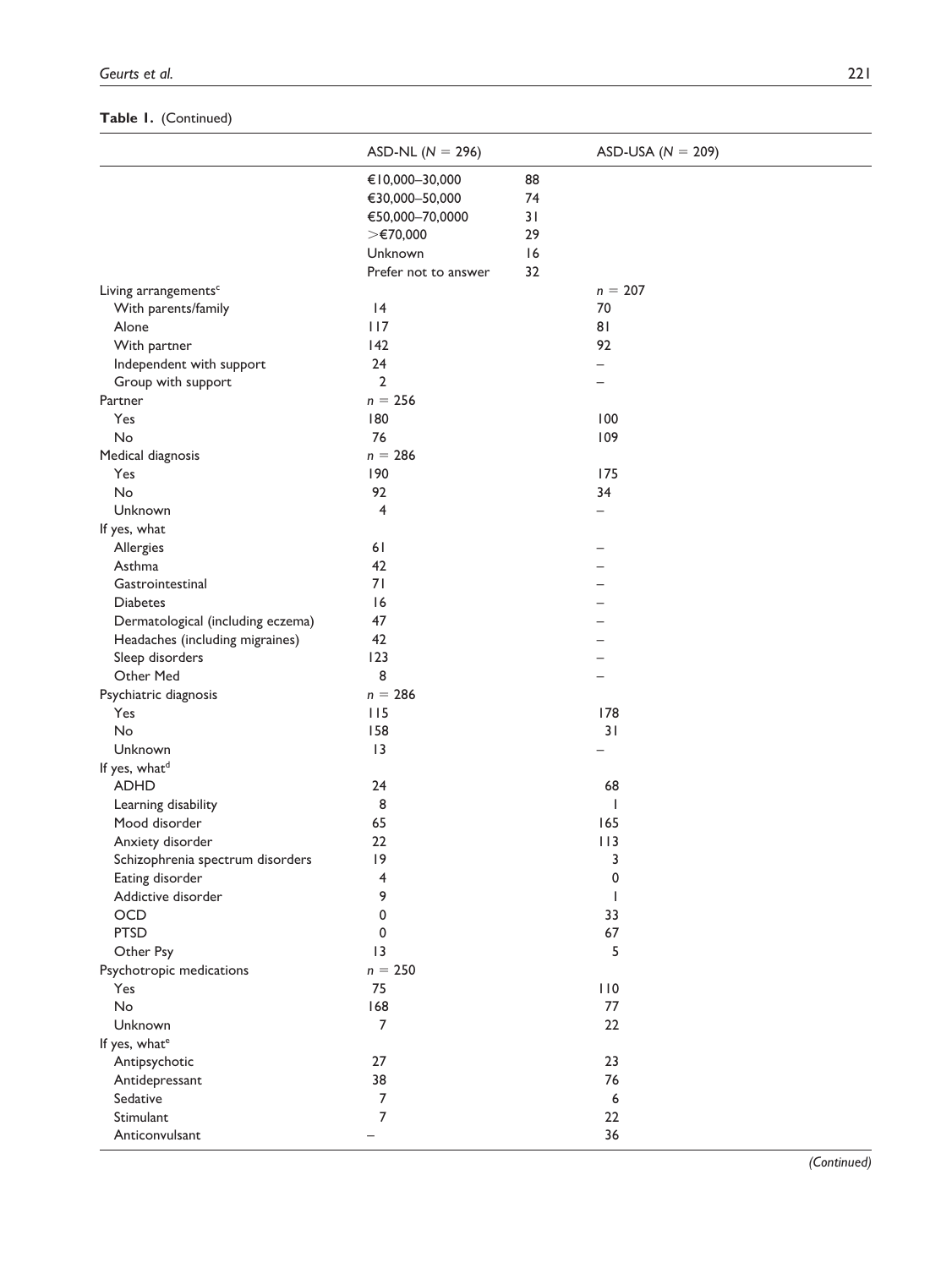**Table 1.** (Continued)

| | ASD-NL (N = 296) | | ASD-USA (N = 209) |
|---|---|---|---|
| | €10,000–30,000 | 88 | |
| | €30,000–50,000 | 74 | |
| | €50,000–70,0000 | 31 | |
| | >€70,000 | 29 | |
| | Unknown | 16 | |
| | Prefer not to answer | 32 | |
| Living arrangements[c] | | | n = 207 |
| With parents/family | 14 | | 70 |
| Alone | 117 | | 81 |
| With partner | 142 | | 92 |
| Independent with support | 24 | | – |
| Group with support | 2 | | – |
| Partner | n = 256 | | |
| Yes | 180 | | 100 |
| No | 76 | | 109 |
| Medical diagnosis | n = 286 | | |
| Yes | 190 | | 175 |
| No | 92 | | 34 |
| Unknown | 4 | | – |
| If yes, what | | | |
| Allergies | 61 | | – |
| Asthma | 42 | | – |
| Gastrointestinal | 71 | | – |
| Diabetes | 16 | | – |
| Dermatological (including eczema) | 47 | | – |
| Headaches (including migraines) | 42 | | – |
| Sleep disorders | 123 | | – |
| Other Med | 8 | | – |
| Psychiatric diagnosis | n = 286 | | |
| Yes | 115 | | 178 |
| No | 158 | | 31 |
| Unknown | 13 | | – |
| If yes, what[d] | | | |
| ADHD | 24 | | 68 |
| Learning disability | 8 | | 1 |
| Mood disorder | 65 | | 165 |
| Anxiety disorder | 22 | | 113 |
| Schizophrenia spectrum disorders | 19 | | 3 |
| Eating disorder | 4 | | 0 |
| Addictive disorder | 9 | | 1 |
| OCD | 0 | | 33 |
| PTSD | 0 | | 67 |
| Other Psy | 13 | | 5 |
| Psychotropic medications | n = 250 | | |
| Yes | 75 | | 110 |
| No | 168 | | 77 |
| Unknown | 7 | | 22 |
| If yes, what[e] | | | |
| Antipsychotic | 27 | | 23 |
| Antidepressant | 38 | | 76 |
| Sedative | 7 | | 6 |
| Stimulant | 7 | | 22 |
| Anticonvulsant | – | | 36 |

*(Continued)*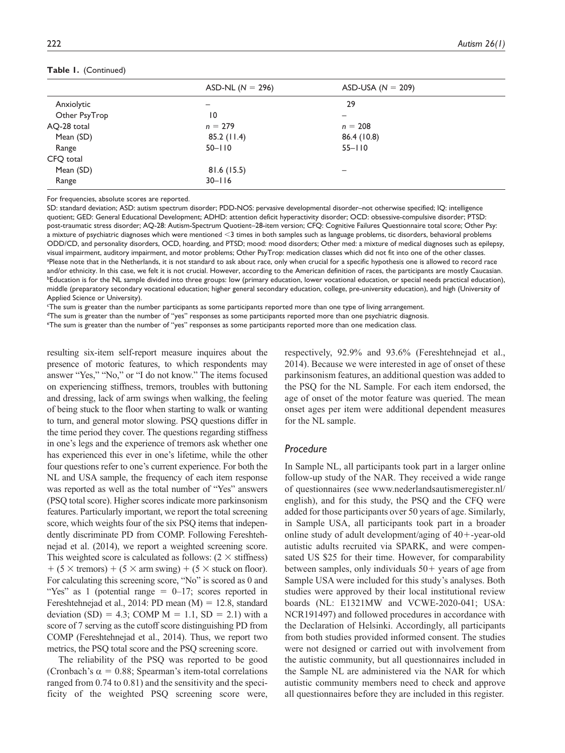**Table 1.** (Continued)

| | ASD-NL ($N$ = 296) | ASD-USA ($N$ = 209) |
|---|---|---|
| Anxiolytic | – | 29 |
| Other PsyTrop | 10 | – |
| AQ-28 total | $n$ = 279 | $n$ = 208 |
| Mean (SD) | 85.2 (11.4) | 86.4 (10.8) |
| Range | 50–110 | 55–110 |
| CFQ total | | |
| Mean (SD) | 81.6 (15.5) | – |
| Range | 30–116 | |

For frequencies, absolute scores are reported.

SD: standard deviation; ASD: autism spectrum disorder; PDD-NOS: pervasive developmental disorder–not otherwise specified; IQ: intelligence quotient; GED: General Educational Development; ADHD: attention deficit hyperactivity disorder; OCD: obsessive-compulsive disorder; PTSD: post-traumatic stress disorder; AQ-28: Autism-Spectrum Quotient–28-item version; CFQ: Cognitive Failures Questionnaire total score; Other Psy: a mixture of psychiatric diagnoses which were mentioned <3 times in both samples such as language problems, tic disorders, behavioral problems ODD/CD, and personality disorders, OCD, hoarding, and PTSD; mood: mood disorders; Other med: a mixture of medical diagnoses such as epilepsy, visual impairment, auditory impairment, and motor problems; Other PsyTrop: medication classes which did not fit into one of the other classes.

[a]Please note that in the Netherlands, it is not standard to ask about race, only when crucial for a specific hypothesis one is allowed to record race and/or ethnicity. In this case, we felt it is not crucial. However, according to the American definition of races, the participants are mostly Caucasian.

[b]Education is for the NL sample divided into three groups: low (primary education, lower vocational education, or special needs practical education), middle (preparatory secondary vocational education; higher general secondary education, college, pre-university education), and high (University of Applied Science or University).

[c]The sum is greater than the number participants as some participants reported more than one type of living arrangement.

[d]The sum is greater than the number of "yes" responses as some participants reported more than one psychiatric diagnosis.

[e]The sum is greater than the number of "yes" responses as some participants reported more than one medication class.

resulting six-item self-report measure inquires about the presence of motoric features, to which respondents may answer "Yes," "No," or "I do not know." The items focused on experiencing stiffness, tremors, troubles with buttoning and dressing, lack of arm swings when walking, the feeling of being stuck to the floor when starting to walk or wanting to turn, and general motor slowing. PSQ questions differ in the time period they cover. The questions regarding stiffness in one's legs and the experience of tremors ask whether one has experienced this ever in one's lifetime, while the other four questions refer to one's current experience. For the both the NL and USA sample, the frequency of each item response was reported as well as the total number of "Yes" answers (PSQ total score). Higher scores indicate more parkinsonism features. Particularly important, we report the total screening score, which weights four of the six PSQ items that independently discriminate PD from COMP. Following Fereshtehnejad et al. (2014), we report a weighted screening score. This weighted score is calculated as follows: $(2 \times \text{stiffness}) + (5 \times \text{tremors}) + (5 \times \text{arm swing}) + (5 \times \text{stuck on floor})$. For calculating this screening score, "No" is scored as 0 and "Yes" as 1 (potential range = 0–17; scores reported in Fereshtehnejad et al., 2014: PD mean (M) = 12.8, standard deviation (SD) = 4.3; COMP M = 1.1, SD = 2.1) with a score of 7 serving as the cutoff score distinguishing PD from COMP (Fereshtehnejad et al., 2014). Thus, we report two metrics, the PSQ total score and the PSQ screening score.

The reliability of the PSQ was reported to be good (Cronbach's $\alpha$ = 0.88; Spearman's item-total correlations ranged from 0.74 to 0.81) and the sensitivity and the specificity of the weighted PSQ screening score were, respectively, 92.9% and 93.6% (Fereshtehnejad et al., 2014). Because we were interested in age of onset of these parkinsonism features, an additional question was added to the PSQ for the NL Sample. For each item endorsed, the age of onset of the motor feature was queried. The mean onset ages per item were additional dependent measures for the NL sample.

### *Procedure*

In Sample NL, all participants took part in a larger online follow-up study of the NAR. They received a wide range of questionnaires (see www.nederlandsautismeregister.nl/english), and for this study, the PSQ and the CFQ were added for those participants over 50 years of age. Similarly, in Sample USA, all participants took part in a broader online study of adult development/aging of 40+-year-old autistic adults recruited via SPARK, and were compensated US $25 for their time. However, for comparability between samples, only individuals 50+ years of age from Sample USA were included for this study's analyses. Both studies were approved by their local institutional review boards (NL: E1321MW and VCWE-2020-041; USA: NCR191497) and followed procedures in accordance with the Declaration of Helsinki. Accordingly, all participants from both studies provided informed consent. The studies were not designed or carried out with involvement from the autistic community, but all questionnaires included in the Sample NL are administered via the NAR for which autistic community members need to check and approve all questionnaires before they are included in this register.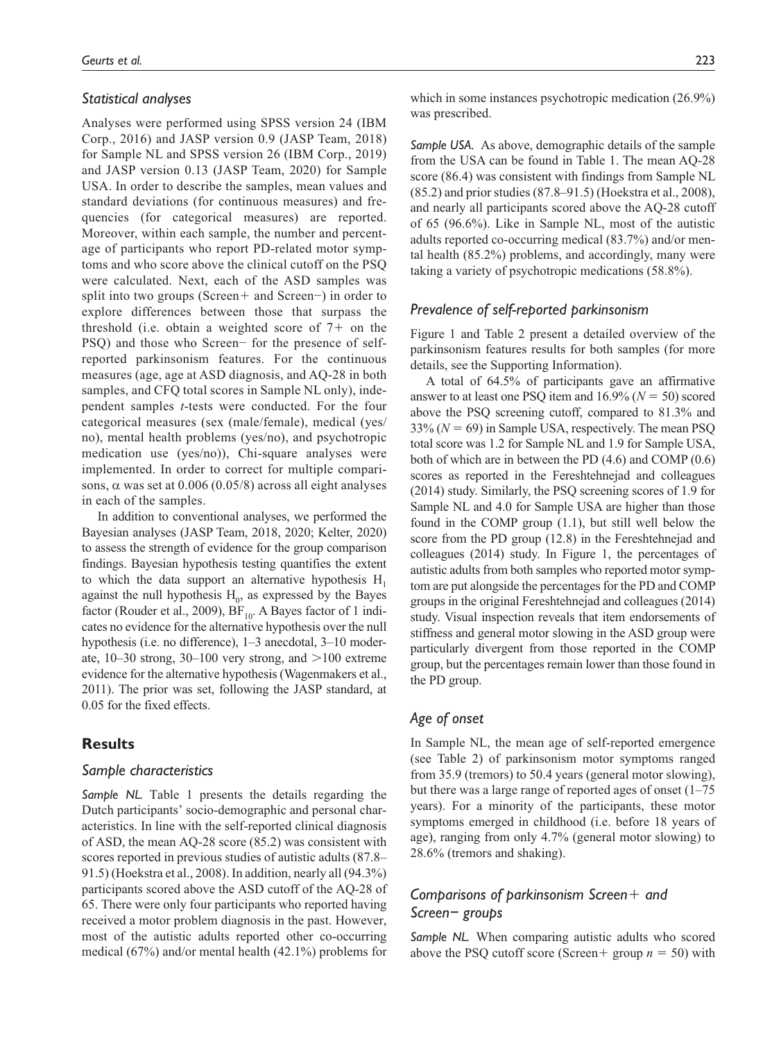### *Statistical analyses*

Analyses were performed using SPSS version 24 (IBM Corp., 2016) and JASP version 0.9 (JASP Team, 2018) for Sample NL and SPSS version 26 (IBM Corp., 2019) and JASP version 0.13 (JASP Team, 2020) for Sample USA. In order to describe the samples, mean values and standard deviations (for continuous measures) and frequencies (for categorical measures) are reported. Moreover, within each sample, the number and percentage of participants who report PD-related motor symptoms and who score above the clinical cutoff on the PSQ were calculated. Next, each of the ASD samples was split into two groups (Screen+ and Screen−) in order to explore differences between those that surpass the threshold (i.e. obtain a weighted score of 7+ on the PSQ) and those who Screen− for the presence of self-reported parkinsonism features. For the continuous measures (age, age at ASD diagnosis, and AQ-28 in both samples, and CFQ total scores in Sample NL only), independent samples *t*-tests were conducted. For the four categorical measures (sex (male/female), medical (yes/no), mental health problems (yes/no), and psychotropic medication use (yes/no)), Chi-square analyses were implemented. In order to correct for multiple comparisons, $\alpha$ was set at 0.006 (0.05/8) across all eight analyses in each of the samples.

In addition to conventional analyses, we performed the Bayesian analyses (JASP Team, 2018, 2020; Kelter, 2020) to assess the strength of evidence for the group comparison findings. Bayesian hypothesis testing quantifies the extent to which the data support an alternative hypothesis $H_1$ against the null hypothesis $H_0$, as expressed by the Bayes factor (Rouder et al., 2009), $BF_{10}$. A Bayes factor of 1 indicates no evidence for the alternative hypothesis over the null hypothesis (i.e. no difference), 1–3 anecdotal, 3–10 moderate, 10–30 strong, 30–100 very strong, and >100 extreme evidence for the alternative hypothesis (Wagenmakers et al., 2011). The prior was set, following the JASP standard, at 0.05 for the fixed effects.

## Results

### *Sample characteristics*

*Sample NL.* Table 1 presents the details regarding the Dutch participants' socio-demographic and personal characteristics. In line with the self-reported clinical diagnosis of ASD, the mean AQ-28 score (85.2) was consistent with scores reported in previous studies of autistic adults (87.8–91.5) (Hoekstra et al., 2008). In addition, nearly all (94.3%) participants scored above the ASD cutoff of the AQ-28 of 65. There were only four participants who reported having received a motor problem diagnosis in the past. However, most of the autistic adults reported other co-occurring medical (67%) and/or mental health (42.1%) problems for which in some instances psychotropic medication (26.9%) was prescribed.

*Sample USA.* As above, demographic details of the sample from the USA can be found in Table 1. The mean AQ-28 score (86.4) was consistent with findings from Sample NL (85.2) and prior studies (87.8–91.5) (Hoekstra et al., 2008), and nearly all participants scored above the AQ-28 cutoff of 65 (96.6%). Like in Sample NL, most of the autistic adults reported co-occurring medical (83.7%) and/or mental health (85.2%) problems, and accordingly, many were taking a variety of psychotropic medications (58.8%).

### *Prevalence of self-reported parkinsonism*

Figure 1 and Table 2 present a detailed overview of the parkinsonism features results for both samples (for more details, see the Supporting Information).

A total of 64.5% of participants gave an affirmative answer to at least one PSQ item and 16.9% ($N = 50$) scored above the PSQ screening cutoff, compared to 81.3% and 33% ($N = 69$) in Sample USA, respectively. The mean PSQ total score was 1.2 for Sample NL and 1.9 for Sample USA, both of which are in between the PD (4.6) and COMP (0.6) scores as reported in the Fereshtehnejad and colleagues (2014) study. Similarly, the PSQ screening scores of 1.9 for Sample NL and 4.0 for Sample USA are higher than those found in the COMP group (1.1), but still well below the score from the PD group (12.8) in the Fereshtehnejad and colleagues (2014) study. In Figure 1, the percentages of autistic adults from both samples who reported motor symptom are put alongside the percentages for the PD and COMP groups in the original Fereshtehnejad and colleagues (2014) study. Visual inspection reveals that item endorsements of stiffness and general motor slowing in the ASD group were particularly divergent from those reported in the COMP group, but the percentages remain lower than those found in the PD group.

### *Age of onset*

In Sample NL, the mean age of self-reported emergence (see Table 2) of parkinsonism motor symptoms ranged from 35.9 (tremors) to 50.4 years (general motor slowing), but there was a large range of reported ages of onset (1–75 years). For a minority of the participants, these motor symptoms emerged in childhood (i.e. before 18 years of age), ranging from only 4.7% (general motor slowing) to 28.6% (tremors and shaking).

### *Comparisons of parkinsonism Screen+ and Screen− groups*

*Sample NL.* When comparing autistic adults who scored above the PSQ cutoff score (Screen+ group $n = 50$) with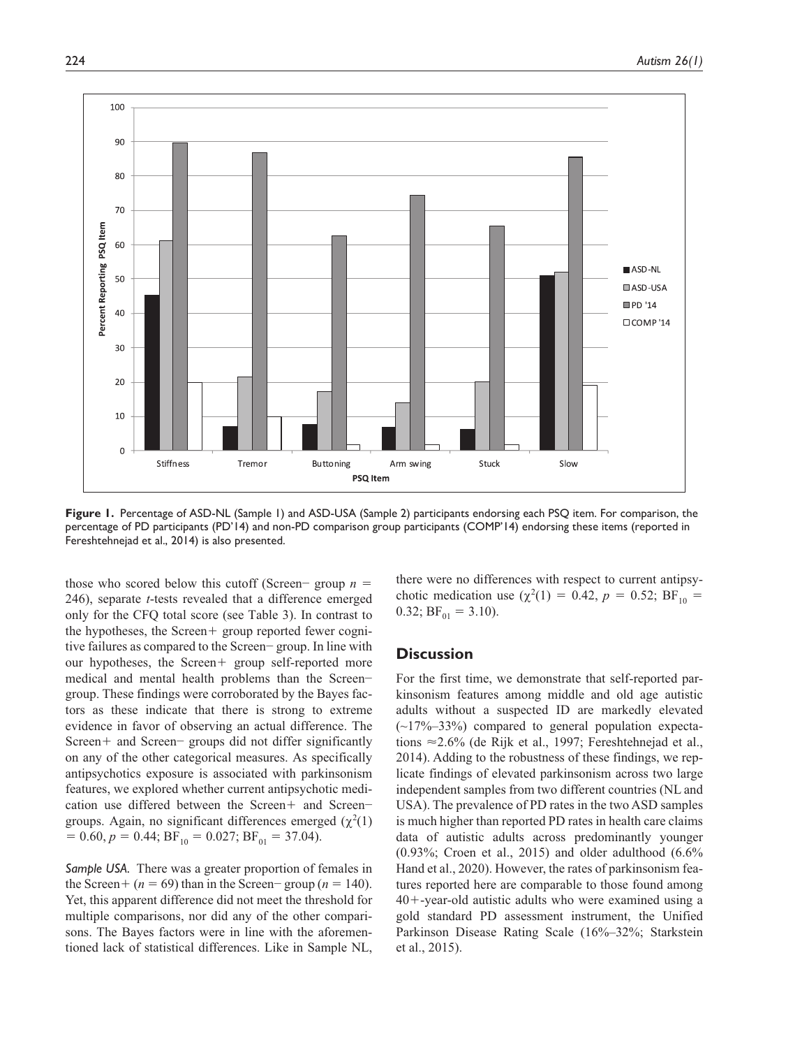Figure 1. Percentage of ASD-NL (Sample 1) and ASD-USA (Sample 2) participants endorsing each PSQ item. For comparison, the percentage of PD participants (PD'14) and non-PD comparison group participants (COMP'14) endorsing these items (reported in Fereshtehnejad et al., 2014) is also presented.

those who scored below this cutoff (Screen− group $n$ = 246), separate $t$-tests revealed that a difference emerged only for the CFQ total score (see Table 3). In contrast to the hypotheses, the Screen+ group reported fewer cognitive failures as compared to the Screen− group. In line with our hypotheses, the Screen+ group self-reported more medical and mental health problems than the Screen− group. These findings were corroborated by the Bayes factors as these indicate that there is strong to extreme evidence in favor of observing an actual difference. The Screen+ and Screen− groups did not differ significantly on any of the other categorical measures. As specifically antipsychotics exposure is associated with parkinsonism features, we explored whether current antipsychotic medication use differed between the Screen+ and Screen− groups. Again, no significant differences emerged ($\chi^2(1) = 0.60$, $p = 0.44$; $BF_{10} = 0.027$; $BF_{01} = 37.04$).

*Sample USA.* There was a greater proportion of females in the Screen+ ($n = 69$) than in the Screen− group ($n = 140$). Yet, this apparent difference did not meet the threshold for multiple comparisons, nor did any of the other comparisons. The Bayes factors were in line with the aforementioned lack of statistical differences. Like in Sample NL, there were no differences with respect to current antipsychotic medication use ($\chi^2(1) = 0.42$, $p = 0.52$; $BF_{10} = 0.32$; $BF_{01} = 3.10$).

## Discussion

For the first time, we demonstrate that self-reported parkinsonism features among middle and old age autistic adults without a suspected ID are markedly elevated (~17%–33%) compared to general population expectations ≈2.6% (de Rijk et al., 1997; Fereshtehnejad et al., 2014). Adding to the robustness of these findings, we replicate findings of elevated parkinsonism across two large independent samples from two different countries (NL and USA). The prevalence of PD rates in the two ASD samples is much higher than reported PD rates in health care claims data of autistic adults across predominantly younger (0.93%; Croen et al., 2015) and older adulthood (6.6% Hand et al., 2020). However, the rates of parkinsonism features reported here are comparable to those found among 40+-year-old autistic adults who were examined using a gold standard PD assessment instrument, the Unified Parkinson Disease Rating Scale (16%–32%; Starkstein et al., 2015).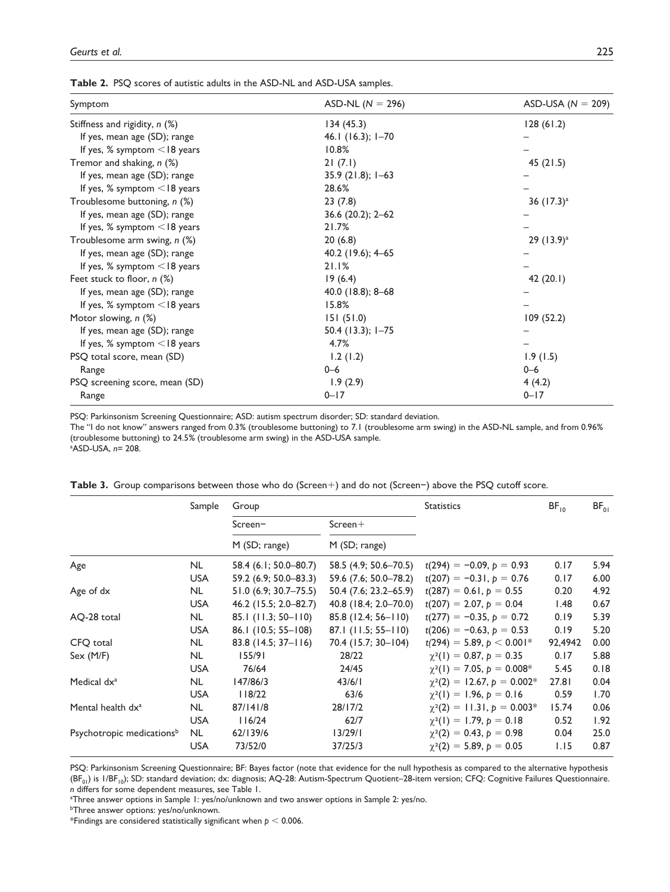**Table 2.** PSQ scores of autistic adults in the ASD-NL and ASD-USA samples.

| Symptom | ASD-NL ($N = 296$) | ASD-USA ($N = 209$) |
|---|---|---|
| Stiffness and rigidity, *n* (%) | 134 (45.3) | 128 (61.2) |
| If yes, mean age (SD); range | 46.1 (16.3); 1–70 | – |
| If yes, % symptom <18 years | 10.8% | – |
| Tremor and shaking, *n* (%) | 21 (7.1) | 45 (21.5) |
| If yes, mean age (SD); range | 35.9 (21.8); 1–63 | – |
| If yes, % symptom <18 years | 28.6% | – |
| Troublesome buttoning, *n* (%) | 23 (7.8) | 36 (17.3)[a] |
| If yes, mean age (SD); range | 36.6 (20.2); 2–62 | – |
| If yes, % symptom <18 years | 21.7% | – |
| Troublesome arm swing, *n* (%) | 20 (6.8) | 29 (13.9)[a] |
| If yes, mean age (SD); range | 40.2 (19.6); 4–65 | – |
| If yes, % symptom <18 years | 21.1% | – |
| Feet stuck to floor, *n* (%) | 19 (6.4) | 42 (20.1) |
| If yes, mean age (SD); range | 40.0 (18.8); 8–68 | – |
| If yes, % symptom <18 years | 15.8% | – |
| Motor slowing, *n* (%) | 151 (51.0) | 109 (52.2) |
| If yes, mean age (SD); range | 50.4 (13.3); 1–75 | – |
| If yes, % symptom <18 years | 4.7% | – |
| PSQ total score, mean (SD) | 1.2 (1.2) | 1.9 (1.5) |
| Range | 0–6 | 0–6 |
| PSQ screening score, mean (SD) | 1.9 (2.9) | 4 (4.2) |
| Range | 0–17 | 0–17 |

PSQ: Parkinsonism Screening Questionnaire; ASD: autism spectrum disorder; SD: standard deviation.
The "I do not know" answers ranged from 0.3% (troublesome buttoning) to 7.1 (troublesome arm swing) in the ASD-NL sample, and from 0.96% (troublesome buttoning) to 24.5% (troublesome arm swing) in the ASD-USA sample.
[a]ASD-USA, *n*= 208.

**Table 3.** Group comparisons between those who do (Screen+) and do not (Screen−) above the PSQ cutoff score.

| | Sample | Group | | Statistics | $BF_{10}$ | $BF_{01}$ |
|---|---|---|---|---|---|---|
| | | Screen− | Screen+ | | | |
| | | M (SD; range) | M (SD; range) | | | |
| Age | NL | 58.4 (6.1; 50.0–80.7) | 58.5 (4.9; 50.6–70.5) | $t(294) = -0.09$, $p = 0.93$ | 0.17 | 5.94 |
| | USA | 59.2 (6.9; 50.0–83.3) | 59.6 (7.6; 50.0–78.2) | $t(207) = -0.31$, $p = 0.76$ | 0.17 | 6.00 |
| Age of dx | NL | 51.0 (6.9; 30.7–75.5) | 50.4 (7.6; 23.2–65.9) | $t(287) = 0.61$, $p = 0.55$ | 0.20 | 4.92 |
| | USA | 46.2 (15.5; 2.0–82.7) | 40.8 (18.4; 2.0–70.0) | $t(207) = 2.07$, $p = 0.04$ | 1.48 | 0.67 |
| AQ-28 total | NL | 85.1 (11.3; 50–110) | 85.8 (12.4; 56–110) | $t(277) = -0.35$, $p = 0.72$ | 0.19 | 5.39 |
| | USA | 86.1 (10.5; 55–108) | 87.1 (11.5; 55–110) | $t(206) = -0.63$, $p = 0.53$ | 0.19 | 5.20 |
| CFQ total | NL | 83.8 (14.5; 37–116) | 70.4 (15.7; 30–104) | $t(294) = 5.89$, $p < 0.001$* | 92,4942 | 0.00 |
| Sex (M/F) | NL | 155/91 | 28/22 | $\chi^2(1) = 0.87$, $p = 0.35$ | 0.17 | 5.88 |
| | USA | 76/64 | 24/45 | $\chi^2(1) = 7.05$, $p = 0.008$* | 5.45 | 0.18 |
| Medical dx[a] | NL | 147/86/3 | 43/6/1 | $\chi^2(2) = 12.67$, $p = 0.002$* | 27.81 | 0.04 |
| | USA | 118/22 | 63/6 | $\chi^2(1) = 1.96$, $p = 0.16$ | 0.59 | 1.70 |
| Mental health dx[a] | NL | 87/141/8 | 28/17/2 | $\chi^2(2) = 11.31$, $p = 0.003$* | 15.74 | 0.06 |
| | USA | 116/24 | 62/7 | $\chi^2(1) = 1.79$, $p = 0.18$ | 0.52 | 1.92 |
| Psychotropic medications[b] | NL | 62/139/6 | 13/29/1 | $\chi^2(2) = 0.43$, $p = 0.98$ | 0.04 | 25.0 |
| | USA | 73/52/0 | 37/25/3 | $\chi^2(2) = 5.89$, $p = 0.05$ | 1.15 | 0.87 |

PSQ: Parkinsonism Screening Questionnaire; BF: Bayes factor (note that evidence for the null hypothesis as compared to the alternative hypothesis ($BF_{01}$) is $1/BF_{10}$); SD: standard deviation; dx: diagnosis; AQ-28: Autism-Spectrum Quotient–28-item version; CFQ: Cognitive Failures Questionnaire. *n* differs for some dependent measures, see Table 1.
[a]Three answer options in Sample 1: yes/no/unknown and two answer options in Sample 2: yes/no.
[b]Three answer options: yes/no/unknown.
*Findings are considered statistically significant when $p < 0.006$.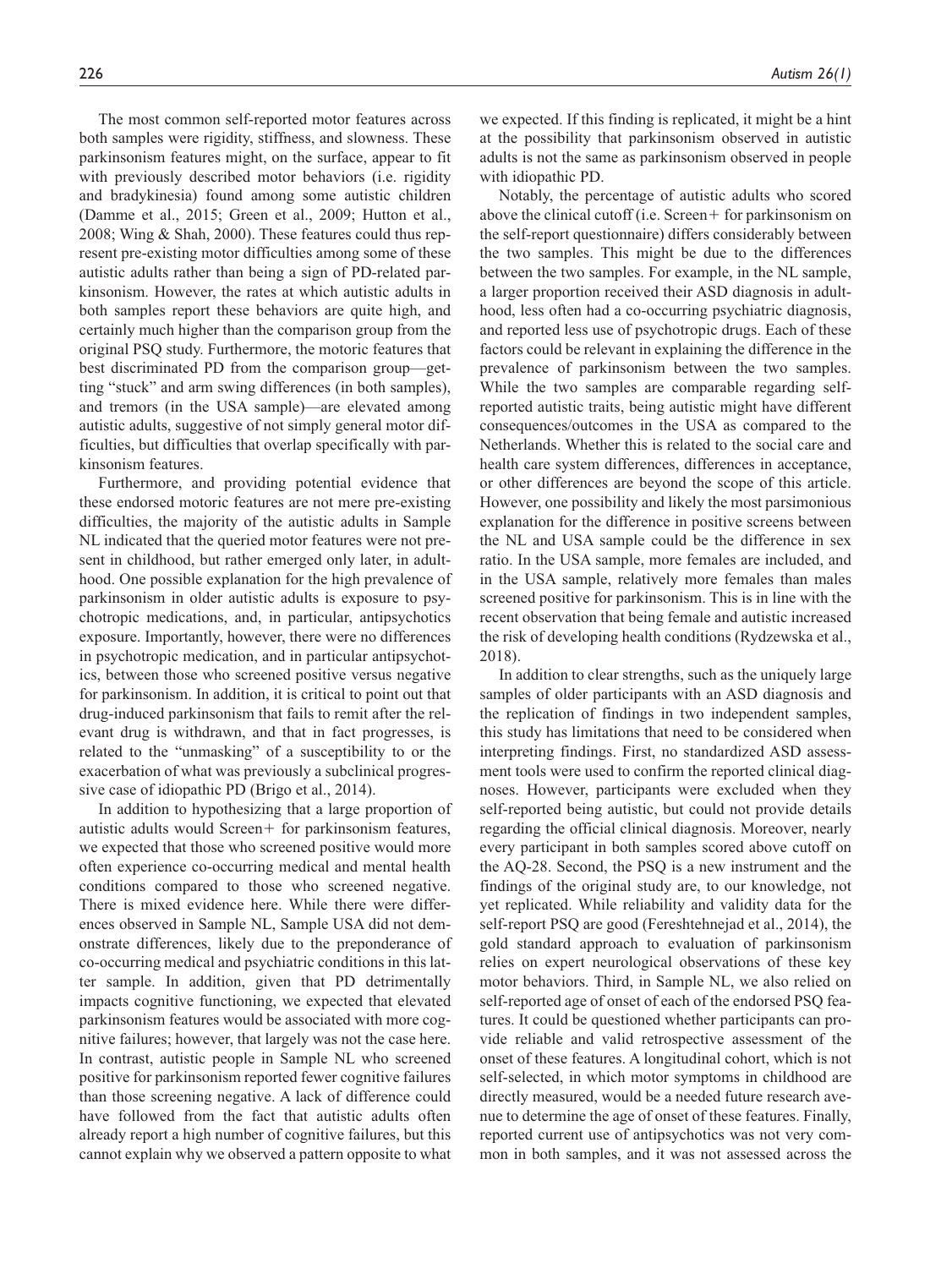The most common self-reported motor features across both samples were rigidity, stiffness, and slowness. These parkinsonism features might, on the surface, appear to fit with previously described motor behaviors (i.e. rigidity and bradykinesia) found among some autistic children (Damme et al., 2015; Green et al., 2009; Hutton et al., 2008; Wing & Shah, 2000). These features could thus represent pre-existing motor difficulties among some of these autistic adults rather than being a sign of PD-related parkinsonism. However, the rates at which autistic adults in both samples report these behaviors are quite high, and certainly much higher than the comparison group from the original PSQ study. Furthermore, the motoric features that best discriminated PD from the comparison group—getting "stuck" and arm swing differences (in both samples), and tremors (in the USA sample)—are elevated among autistic adults, suggestive of not simply general motor difficulties, but difficulties that overlap specifically with parkinsonism features.

Furthermore, and providing potential evidence that these endorsed motoric features are not mere pre-existing difficulties, the majority of the autistic adults in Sample NL indicated that the queried motor features were not present in childhood, but rather emerged only later, in adulthood. One possible explanation for the high prevalence of parkinsonism in older autistic adults is exposure to psychotropic medications, and, in particular, antipsychotics exposure. Importantly, however, there were no differences in psychotropic medication, and in particular antipsychotics, between those who screened positive versus negative for parkinsonism. In addition, it is critical to point out that drug-induced parkinsonism that fails to remit after the relevant drug is withdrawn, and that in fact progresses, is related to the "unmasking" of a susceptibility to or the exacerbation of what was previously a subclinical progressive case of idiopathic PD (Brigo et al., 2014).

In addition to hypothesizing that a large proportion of autistic adults would Screen+ for parkinsonism features, we expected that those who screened positive would more often experience co-occurring medical and mental health conditions compared to those who screened negative. There is mixed evidence here. While there were differences observed in Sample NL, Sample USA did not demonstrate differences, likely due to the preponderance of co-occurring medical and psychiatric conditions in this latter sample. In addition, given that PD detrimentally impacts cognitive functioning, we expected that elevated parkinsonism features would be associated with more cognitive failures; however, that largely was not the case here. In contrast, autistic people in Sample NL who screened positive for parkinsonism reported fewer cognitive failures than those screening negative. A lack of difference could have followed from the fact that autistic adults often already report a high number of cognitive failures, but this cannot explain why we observed a pattern opposite to what we expected. If this finding is replicated, it might be a hint at the possibility that parkinsonism observed in autistic adults is not the same as parkinsonism observed in people with idiopathic PD.

Notably, the percentage of autistic adults who scored above the clinical cutoff (i.e. Screen+ for parkinsonism on the self-report questionnaire) differs considerably between the two samples. This might be due to the differences between the two samples. For example, in the NL sample, a larger proportion received their ASD diagnosis in adulthood, less often had a co-occurring psychiatric diagnosis, and reported less use of psychotropic drugs. Each of these factors could be relevant in explaining the difference in the prevalence of parkinsonism between the two samples. While the two samples are comparable regarding self-reported autistic traits, being autistic might have different consequences/outcomes in the USA as compared to the Netherlands. Whether this is related to the social care and health care system differences, differences in acceptance, or other differences are beyond the scope of this article. However, one possibility and likely the most parsimonious explanation for the difference in positive screens between the NL and USA sample could be the difference in sex ratio. In the USA sample, more females are included, and in the USA sample, relatively more females than males screened positive for parkinsonism. This is in line with the recent observation that being female and autistic increased the risk of developing health conditions (Rydzewska et al., 2018).

In addition to clear strengths, such as the uniquely large samples of older participants with an ASD diagnosis and the replication of findings in two independent samples, this study has limitations that need to be considered when interpreting findings. First, no standardized ASD assessment tools were used to confirm the reported clinical diagnoses. However, participants were excluded when they self-reported being autistic, but could not provide details regarding the official clinical diagnosis. Moreover, nearly every participant in both samples scored above cutoff on the AQ-28. Second, the PSQ is a new instrument and the findings of the original study are, to our knowledge, not yet replicated. While reliability and validity data for the self-report PSQ are good (Fereshtehnejad et al., 2014), the gold standard approach to evaluation of parkinsonism relies on expert neurological observations of these key motor behaviors. Third, in Sample NL, we also relied on self-reported age of onset of each of the endorsed PSQ features. It could be questioned whether participants can provide reliable and valid retrospective assessment of the onset of these features. A longitudinal cohort, which is not self-selected, in which motor symptoms in childhood are directly measured, would be a needed future research avenue to determine the age of onset of these features. Finally, reported current use of antipsychotics was not very common in both samples, and it was not assessed across the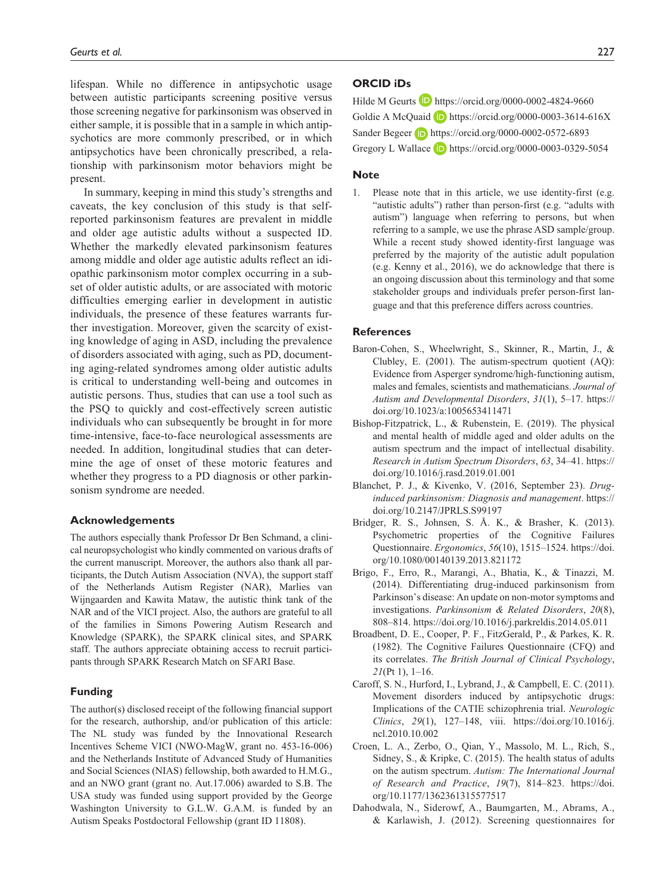lifespan. While no difference in antipsychotic usage between autistic participants screening positive versus those screening negative for parkinsonism was observed in either sample, it is possible that in a sample in which antipsychotics are more commonly prescribed, or in which antipsychotics have been chronically prescribed, a relationship with parkinsonism motor behaviors might be present.

In summary, keeping in mind this study's strengths and caveats, the key conclusion of this study is that self-reported parkinsonism features are prevalent in middle and older age autistic adults without a suspected ID. Whether the markedly elevated parkinsonism features among middle and older age autistic adults reflect an idiopathic parkinsonism motor complex occurring in a subset of older autistic adults, or are associated with motoric difficulties emerging earlier in development in autistic individuals, the presence of these features warrants further investigation. Moreover, given the scarcity of existing knowledge of aging in ASD, including the prevalence of disorders associated with aging, such as PD, documenting aging-related syndromes among older autistic adults is critical to understanding well-being and outcomes in autistic persons. Thus, studies that can use a tool such as the PSQ to quickly and cost-effectively screen autistic individuals who can subsequently be brought in for more time-intensive, face-to-face neurological assessments are needed. In addition, longitudinal studies that can determine the age of onset of these motoric features and whether they progress to a PD diagnosis or other parkinsonism syndrome are needed.

## Acknowledgements

The authors especially thank Professor Dr Ben Schmand, a clinical neuropsychologist who kindly commented on various drafts of the current manuscript. Moreover, the authors also thank all participants, the Dutch Autism Association (NVA), the support staff of the Netherlands Autism Register (NAR), Marlies van Wijngaarden and Kawita Mataw, the autistic think tank of the NAR and of the VICI project. Also, the authors are grateful to all of the families in Simons Powering Autism Research and Knowledge (SPARK), the SPARK clinical sites, and SPARK staff. The authors appreciate obtaining access to recruit participants through SPARK Research Match on SFARI Base.

## Funding

The author(s) disclosed receipt of the following financial support for the research, authorship, and/or publication of this article: The NL study was funded by the Innovational Research Incentives Scheme VICI (NWO-MagW, grant no. 453-16-006) and the Netherlands Institute of Advanced Study of Humanities and Social Sciences (NIAS) fellowship, both awarded to H.M.G., and an NWO grant (grant no. Aut.17.006) awarded to S.B. The USA study was funded using support provided by the George Washington University to G.L.W. G.A.M. is funded by an Autism Speaks Postdoctoral Fellowship (grant ID 11808).

## ORCID iDs

Hilde M Geurts https://orcid.org/0000-0002-4824-9660
Goldie A McQuaid https://orcid.org/0000-0003-3614-616X
Sander Begeer https://orcid.org/0000-0002-0572-6893
Gregory L Wallace https://orcid.org/0000-0003-0329-5054

## Note

1. Please note that in this article, we use identity-first (e.g. "autistic adults") rather than person-first (e.g. "adults with autism") language when referring to persons, but when referring to a sample, we use the phrase ASD sample/group. While a recent study showed identity-first language was preferred by the majority of the autistic adult population (e.g. Kenny et al., 2016), we do acknowledge that there is an ongoing discussion about this terminology and that some stakeholder groups and individuals prefer person-first language and that this preference differs across countries.

## References

Baron-Cohen, S., Wheelwright, S., Skinner, R., Martin, J., & Clubley, E. (2001). The autism-spectrum quotient (AQ): Evidence from Asperger syndrome/high-functioning autism, males and females, scientists and mathematicians. *Journal of Autism and Developmental Disorders*, *31*(1), 5–17. https://doi.org/10.1023/a:1005653411471

Bishop-Fitzpatrick, L., & Rubenstein, E. (2019). The physical and mental health of middle aged and older adults on the autism spectrum and the impact of intellectual disability. *Research in Autism Spectrum Disorders*, *63*, 34–41. https://doi.org/10.1016/j.rasd.2019.01.001

Blanchet, P. J., & Kivenko, V. (2016, September 23). *Drug-induced parkinsonism: Diagnosis and management*. https://doi.org/10.2147/JPRLS.S99197

Bridger, R. S., Johnsen, S. Å. K., & Brasher, K. (2013). Psychometric properties of the Cognitive Failures Questionnaire. *Ergonomics*, *56*(10), 1515–1524. https://doi.org/10.1080/00140139.2013.821172

Brigo, F., Erro, R., Marangi, A., Bhatia, K., & Tinazzi, M. (2014). Differentiating drug-induced parkinsonism from Parkinson's disease: An update on non-motor symptoms and investigations. *Parkinsonism & Related Disorders*, *20*(8), 808–814. https://doi.org/10.1016/j.parkreldis.2014.05.011

Broadbent, D. E., Cooper, P. F., FitzGerald, P., & Parkes, K. R. (1982). The Cognitive Failures Questionnaire (CFQ) and its correlates. *The British Journal of Clinical Psychology*, *21*(Pt 1), 1–16.

Caroff, S. N., Hurford, I., Lybrand, J., & Campbell, E. C. (2011). Movement disorders induced by antipsychotic drugs: Implications of the CATIE schizophrenia trial. *Neurologic Clinics*, *29*(1), 127–148, viii. https://doi.org/10.1016/j.ncl.2010.10.002

Croen, L. A., Zerbo, O., Qian, Y., Massolo, M. L., Rich, S., Sidney, S., & Kripke, C. (2015). The health status of adults on the autism spectrum. *Autism: The International Journal of Research and Practice*, *19*(7), 814–823. https://doi.org/10.1177/1362361315577517

Dahodwala, N., Siderowf, A., Baumgarten, M., Abrams, A., & Karlawish, J. (2012). Screening questionnaires for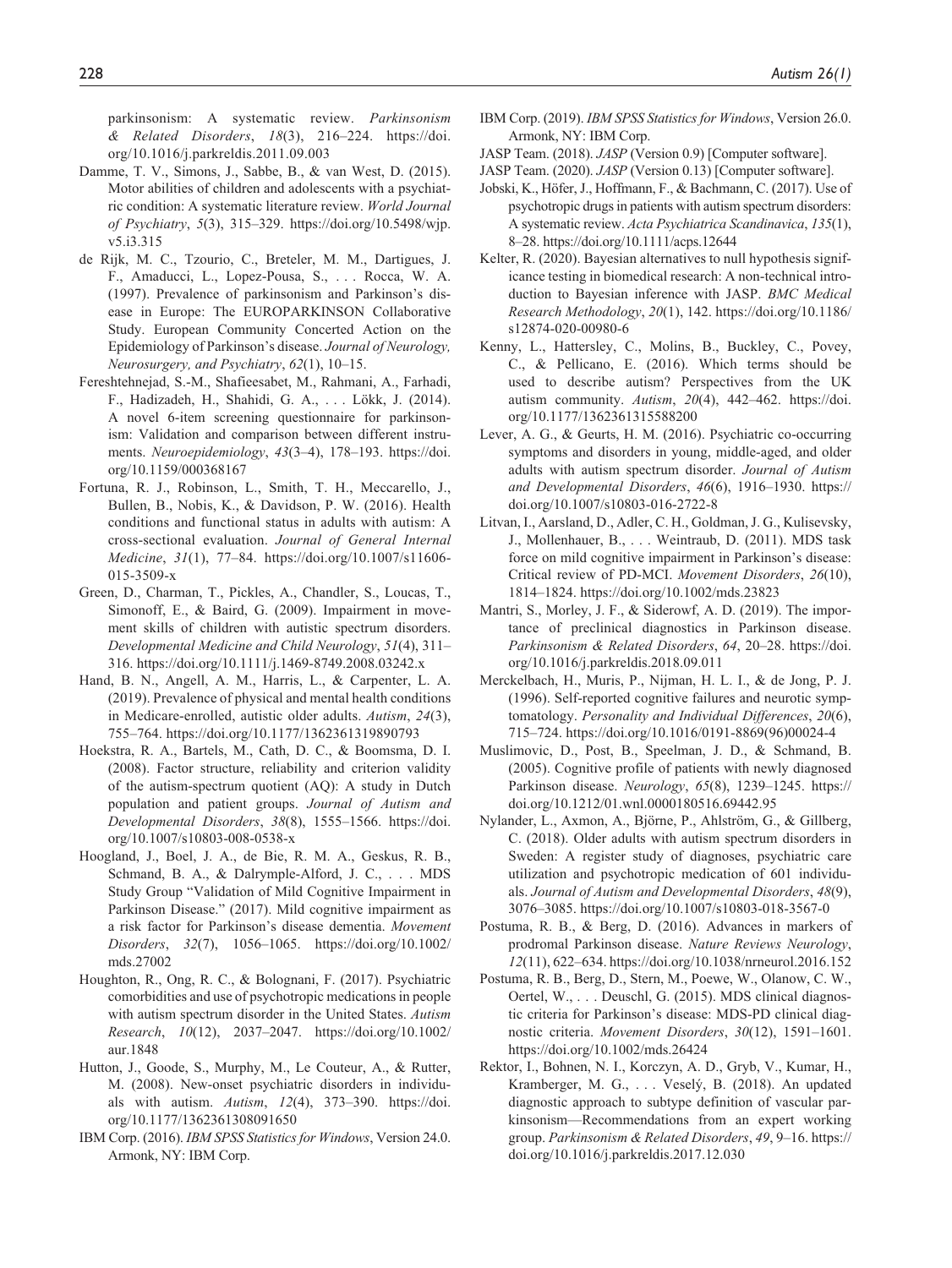parkinsonism: A systematic review. *Parkinsonism & Related Disorders*, *18*(3), 216–224. https://doi.org/10.1016/j.parkreldis.2011.09.003

Damme, T. V., Simons, J., Sabbe, B., & van West, D. (2015). Motor abilities of children and adolescents with a psychiatric condition: A systematic literature review. *World Journal of Psychiatry*, *5*(3), 315–329. https://doi.org/10.5498/wjp.v5.i3.315

de Rijk, M. C., Tzourio, C., Breteler, M. M., Dartigues, J. F., Amaducci, L., Lopez-Pousa, S., . . . Rocca, W. A. (1997). Prevalence of parkinsonism and Parkinson's disease in Europe: The EUROPARKINSON Collaborative Study. European Community Concerted Action on the Epidemiology of Parkinson's disease. *Journal of Neurology, Neurosurgery, and Psychiatry*, *62*(1), 10–15.

Fereshtehnejad, S.-M., Shafieesabet, M., Rahmani, A., Farhadi, F., Hadizadeh, H., Shahidi, G. A., . . . Lökk, J. (2014). A novel 6-item screening questionnaire for parkinsonism: Validation and comparison between different instruments. *Neuroepidemiology*, *43*(3–4), 178–193. https://doi.org/10.1159/000368167

Fortuna, R. J., Robinson, L., Smith, T. H., Meccarello, J., Bullen, B., Nobis, K., & Davidson, P. W. (2016). Health conditions and functional status in adults with autism: A cross-sectional evaluation. *Journal of General Internal Medicine*, *31*(1), 77–84. https://doi.org/10.1007/s11606-015-3509-x

Green, D., Charman, T., Pickles, A., Chandler, S., Loucas, T., Simonoff, E., & Baird, G. (2009). Impairment in movement skills of children with autistic spectrum disorders. *Developmental Medicine and Child Neurology*, *51*(4), 311–316. https://doi.org/10.1111/j.1469-8749.2008.03242.x

Hand, B. N., Angell, A. M., Harris, L., & Carpenter, L. A. (2019). Prevalence of physical and mental health conditions in Medicare-enrolled, autistic older adults. *Autism*, *24*(3), 755–764. https://doi.org/10.1177/1362361319890793

Hoekstra, R. A., Bartels, M., Cath, D. C., & Boomsma, D. I. (2008). Factor structure, reliability and criterion validity of the autism-spectrum quotient (AQ): A study in Dutch population and patient groups. *Journal of Autism and Developmental Disorders*, *38*(8), 1555–1566. https://doi.org/10.1007/s10803-008-0538-x

Hoogland, J., Boel, J. A., de Bie, R. M. A., Geskus, R. B., Schmand, B. A., & Dalrymple-Alford, J. C., . . . MDS Study Group "Validation of Mild Cognitive Impairment in Parkinson Disease." (2017). Mild cognitive impairment as a risk factor for Parkinson's disease dementia. *Movement Disorders*, *32*(7), 1056–1065. https://doi.org/10.1002/mds.27002

Houghton, R., Ong, R. C., & Bolognani, F. (2017). Psychiatric comorbidities and use of psychotropic medications in people with autism spectrum disorder in the United States. *Autism Research*, *10*(12), 2037–2047. https://doi.org/10.1002/aur.1848

Hutton, J., Goode, S., Murphy, M., Le Couteur, A., & Rutter, M. (2008). New-onset psychiatric disorders in individuals with autism. *Autism*, *12*(4), 373–390. https://doi.org/10.1177/1362361308091650

IBM Corp. (2016). *IBM SPSS Statistics for Windows*, Version 24.0. Armonk, NY: IBM Corp.

IBM Corp. (2019). *IBM SPSS Statistics for Windows*, Version 26.0. Armonk, NY: IBM Corp.

JASP Team. (2018). *JASP* (Version 0.9) [Computer software].

JASP Team. (2020). *JASP* (Version 0.13) [Computer software].

Jobski, K., Höfer, J., Hoffmann, F., & Bachmann, C. (2017). Use of psychotropic drugs in patients with autism spectrum disorders: A systematic review. *Acta Psychiatrica Scandinavica*, *135*(1), 8–28. https://doi.org/10.1111/acps.12644

Kelter, R. (2020). Bayesian alternatives to null hypothesis significance testing in biomedical research: A non-technical introduction to Bayesian inference with JASP. *BMC Medical Research Methodology*, *20*(1), 142. https://doi.org/10.1186/s12874-020-00980-6

Kenny, L., Hattersley, C., Molins, B., Buckley, C., Povey, C., & Pellicano, E. (2016). Which terms should be used to describe autism? Perspectives from the UK autism community. *Autism*, *20*(4), 442–462. https://doi.org/10.1177/1362361315588200

Lever, A. G., & Geurts, H. M. (2016). Psychiatric co-occurring symptoms and disorders in young, middle-aged, and older adults with autism spectrum disorder. *Journal of Autism and Developmental Disorders*, *46*(6), 1916–1930. https://doi.org/10.1007/s10803-016-2722-8

Litvan, I., Aarsland, D., Adler, C. H., Goldman, J. G., Kulisevsky, J., Mollenhauer, B., . . . Weintraub, D. (2011). MDS task force on mild cognitive impairment in Parkinson's disease: Critical review of PD-MCI. *Movement Disorders*, *26*(10), 1814–1824. https://doi.org/10.1002/mds.23823

Mantri, S., Morley, J. F., & Siderowf, A. D. (2019). The importance of preclinical diagnostics in Parkinson disease. *Parkinsonism & Related Disorders*, *64*, 20–28. https://doi.org/10.1016/j.parkreldis.2018.09.011

Merckelbach, H., Muris, P., Nijman, H. L. I., & de Jong, P. J. (1996). Self-reported cognitive failures and neurotic symptomatology. *Personality and Individual Differences*, *20*(6), 715–724. https://doi.org/10.1016/0191-8869(96)00024-4

Muslimovic, D., Post, B., Speelman, J. D., & Schmand, B. (2005). Cognitive profile of patients with newly diagnosed Parkinson disease. *Neurology*, *65*(8), 1239–1245. https://doi.org/10.1212/01.wnl.0000180516.69442.95

Nylander, L., Axmon, A., Björne, P., Ahlström, G., & Gillberg, C. (2018). Older adults with autism spectrum disorders in Sweden: A register study of diagnoses, psychiatric care utilization and psychotropic medication of 601 individuals. *Journal of Autism and Developmental Disorders*, *48*(9), 3076–3085. https://doi.org/10.1007/s10803-018-3567-0

Postuma, R. B., & Berg, D. (2016). Advances in markers of prodromal Parkinson disease. *Nature Reviews Neurology*, *12*(11), 622–634. https://doi.org/10.1038/nrneurol.2016.152

Postuma, R. B., Berg, D., Stern, M., Poewe, W., Olanow, C. W., Oertel, W., . . . Deuschl, G. (2015). MDS clinical diagnostic criteria for Parkinson's disease: MDS-PD clinical diagnostic criteria. *Movement Disorders*, *30*(12), 1591–1601. https://doi.org/10.1002/mds.26424

Rektor, I., Bohnen, N. I., Korczyn, A. D., Gryb, V., Kumar, H., Kramberger, M. G., . . . Veselý, B. (2018). An updated diagnostic approach to subtype definition of vascular parkinsonism—Recommendations from an expert working group. *Parkinsonism & Related Disorders*, *49*, 9–16. https://doi.org/10.1016/j.parkreldis.2017.12.030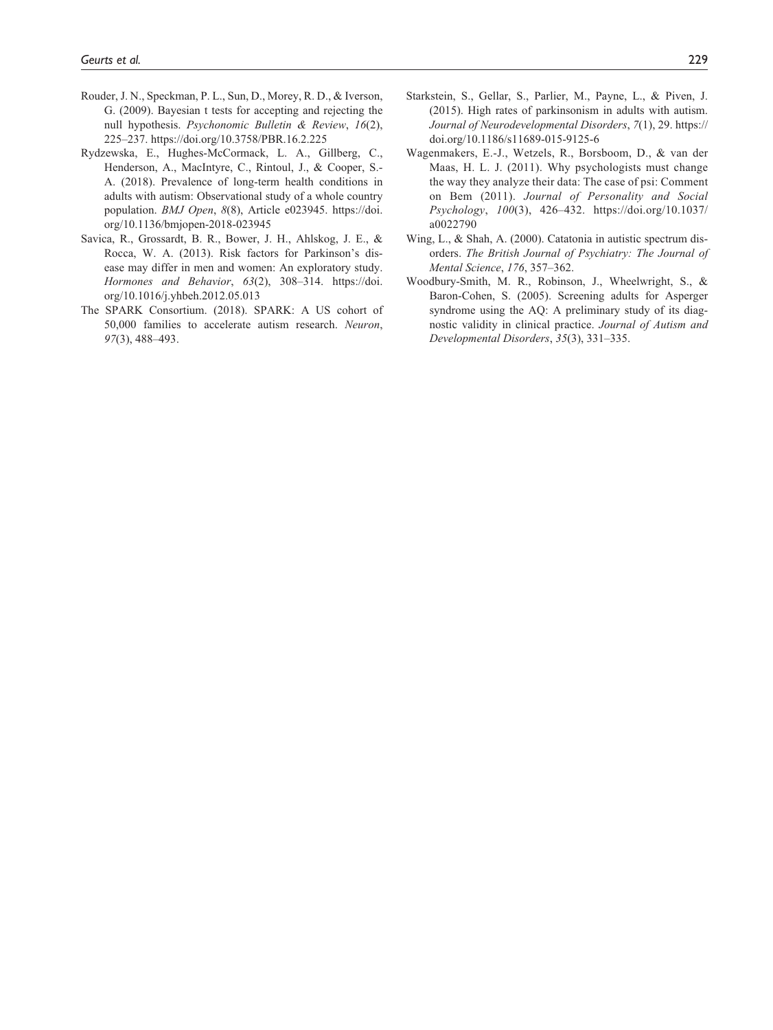Rouder, J. N., Speckman, P. L., Sun, D., Morey, R. D., & Iverson, G. (2009). Bayesian t tests for accepting and rejecting the null hypothesis. *Psychonomic Bulletin & Review*, *16*(2), 225–237. https://doi.org/10.3758/PBR.16.2.225

Rydzewska, E., Hughes-McCormack, L. A., Gillberg, C., Henderson, A., MacIntyre, C., Rintoul, J., & Cooper, S.-A. (2018). Prevalence of long-term health conditions in adults with autism: Observational study of a whole country population. *BMJ Open*, *8*(8), Article e023945. https://doi.org/10.1136/bmjopen-2018-023945

Savica, R., Grossardt, B. R., Bower, J. H., Ahlskog, J. E., & Rocca, W. A. (2013). Risk factors for Parkinson's disease may differ in men and women: An exploratory study. *Hormones and Behavior*, *63*(2), 308–314. https://doi.org/10.1016/j.yhbeh.2012.05.013

The SPARK Consortium. (2018). SPARK: A US cohort of 50,000 families to accelerate autism research. *Neuron*, *97*(3), 488–493.

Starkstein, S., Gellar, S., Parlier, M., Payne, L., & Piven, J. (2015). High rates of parkinsonism in adults with autism. *Journal of Neurodevelopmental Disorders*, *7*(1), 29. https://doi.org/10.1186/s11689-015-9125-6

Wagenmakers, E.-J., Wetzels, R., Borsboom, D., & van der Maas, H. L. J. (2011). Why psychologists must change the way they analyze their data: The case of psi: Comment on Bem (2011). *Journal of Personality and Social Psychology*, *100*(3), 426–432. https://doi.org/10.1037/a0022790

Wing, L., & Shah, A. (2000). Catatonia in autistic spectrum disorders. *The British Journal of Psychiatry: The Journal of Mental Science*, *176*, 357–362.

Woodbury-Smith, M. R., Robinson, J., Wheelwright, S., & Baron-Cohen, S. (2005). Screening adults for Asperger syndrome using the AQ: A preliminary study of its diagnostic validity in clinical practice. *Journal of Autism and Developmental Disorders*, *35*(3), 331–335.